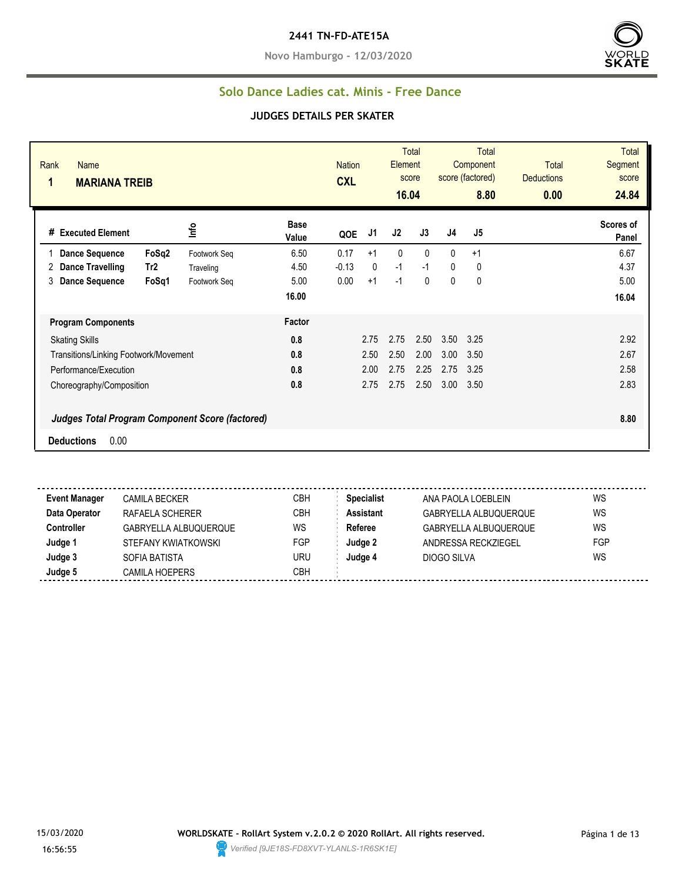**2441 TN-FD-ATE15A**

**Novo Hamburgo - 12/03/2020**

## Solo Dance Ladies cat. Minis - Free Dance

### JUDGES DETAILS PER SKATER

| Rank | Name | Nation | Total Element score | Total Component score (factored) | Total Deductions | Total Segment score |
|---|---|---|---|---|---|---|
| 1 | MARIANA TREIB | CXL | 16.04 | 8.80 | 0.00 | 24.84 |

| # | Executed Element | | Info | Base Value | QOE | J1 | J2 | J3 | J4 | J5 | Scores of Panel |
|---|---|---|---|---|---|---|---|---|---|---|---|
| 1 | Dance Sequence | FoSq2 | Footwork Seq | 6.50 | 0.17 | +1 | 0 | 0 | 0 | +1 | 6.67 |
| 2 | Dance Travelling | Tr2 | Traveling | 4.50 | -0.13 | 0 | -1 | -1 | 0 | 0 | 4.37 |
| 3 | Dance Sequence | FoSq1 | Footwork Seq | 5.00 | 0.00 | +1 | -1 | 0 | 0 | 0 | 5.00 |
| | | | | 16.00 | | | | | | | 16.04 |

| Program Components | Factor | J1 | J2 | J3 | J4 | J5 | |
|---|---|---|---|---|---|---|---|
| Skating Skills | 0.8 | 2.75 | 2.75 | 2.50 | 3.50 | 3.25 | 2.92 |
| Transitions/Linking Footwork/Movement | 0.8 | 2.50 | 2.50 | 2.00 | 3.00 | 3.50 | 2.67 |
| Performance/Execution | 0.8 | 2.00 | 2.75 | 2.25 | 2.75 | 3.25 | 2.58 |
| Choreography/Composition | 0.8 | 2.75 | 2.75 | 2.50 | 3.00 | 3.50 | 2.83 |
| *Judges Total Program Component Score (factored)* | | | | | | | 8.80 |

**Deductions** 0.00

| | | | | | |
|---|---|---|---|---|---|
| **Event Manager** | CAMILA BECKER | CBH | **Specialist** | ANA PAOLA LOEBLEIN | WS |
| **Data Operator** | RAFAELA SCHERER | CBH | **Assistant** | GABRYELLA ALBUQUERQUE | WS |
| **Controller** | GABRYELLA ALBUQUERQUE | WS | **Referee** | GABRYELLA ALBUQUERQUE | WS |
| **Judge 1** | STEFANY KWIATKOWSKI | FGP | **Judge 2** | ANDRESSA RECKZIEGEL | FGP |
| **Judge 3** | SOFIA BATISTA | URU | **Judge 4** | DIOGO SILVA | WS |
| **Judge 5** | CAMILA HOEPERS | CBH | | | |

15/03/2020 16:56:55

**WORLDSKATE - RollArt System v.2.0.2 © 2020 RollArt. All rights reserved.**

*Verified [9JE18S-FD8XVT-YLANLS-1R6SK1E]*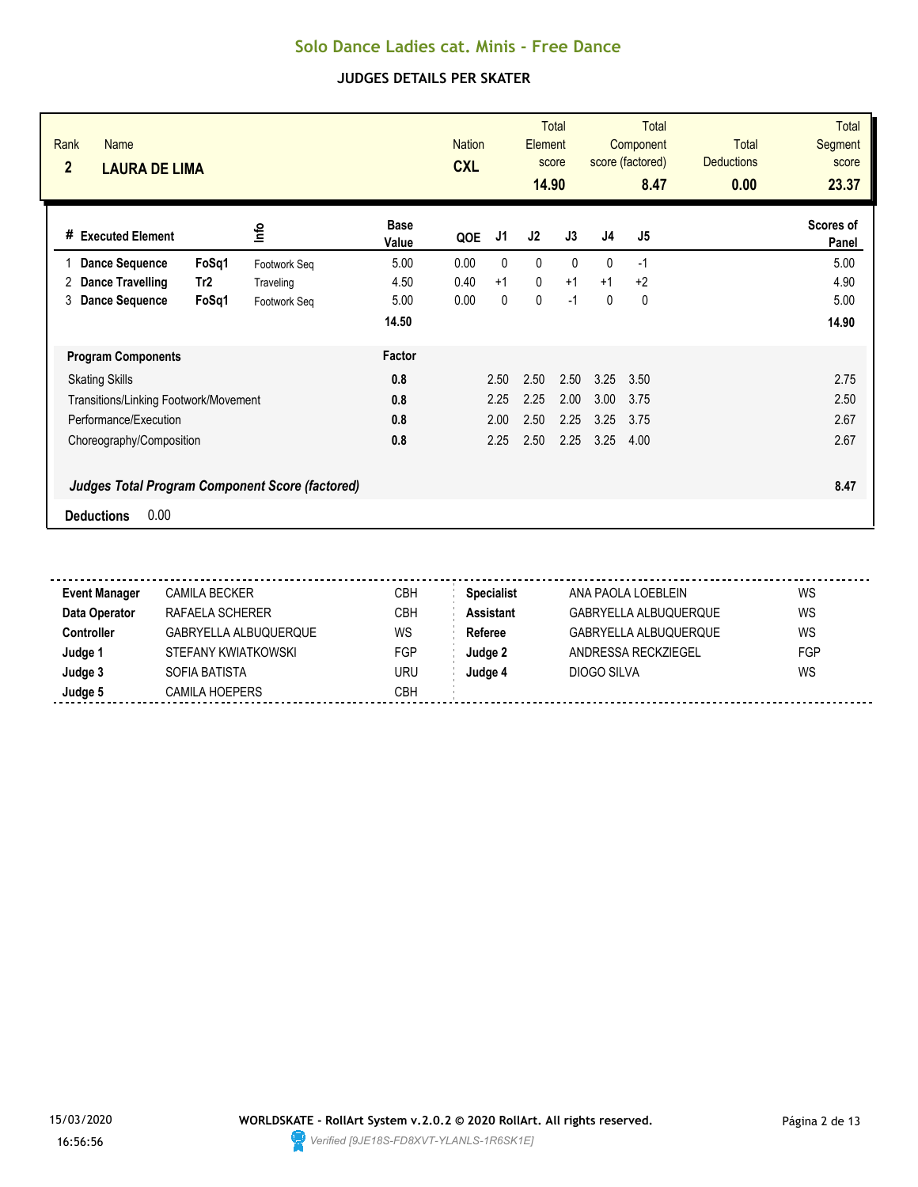# Solo Dance Ladies cat. Minis - Free Dance

## JUDGES DETAILS PER SKATER

| Rank | Name | Nation | Total Element score | Total Component score (factored) | Total Deductions | Total Segment score |
|---|---|---|---|---|---|---|
| 2 | LAURA DE LIMA | CXL | 14.90 | 8.47 | 0.00 | 23.37 |

| # | Executed Element | | Info | Base Value | QOE | J1 | J2 | J3 | J4 | J5 | Scores of Panel |
|---|---|---|---|---|---|---|---|---|---|---|---|
| 1 | Dance Sequence | FoSq1 | Footwork Seq | 5.00 | 0.00 | 0 | 0 | 0 | 0 | -1 | 5.00 |
| 2 | Dance Travelling | Tr2 | Traveling | 4.50 | 0.40 | +1 | 0 | +1 | +1 | +2 | 4.90 |
| 3 | Dance Sequence | FoSq1 | Footwork Seq | 5.00 | 0.00 | 0 | 0 | -1 | 0 | 0 | 5.00 |
| | | | | 14.50 | | | | | | | 14.90 |

| Program Components | Factor | J1 | J2 | J3 | J4 | J5 | |
|---|---|---|---|---|---|---|---|
| Skating Skills | 0.8 | 2.50 | 2.50 | 2.50 | 3.25 | 3.50 | 2.75 |
| Transitions/Linking Footwork/Movement | 0.8 | 2.25 | 2.25 | 2.00 | 3.00 | 3.75 | 2.50 |
| Performance/Execution | 0.8 | 2.00 | 2.50 | 2.25 | 3.25 | 3.75 | 2.67 |
| Choreography/Composition | 0.8 | 2.25 | 2.50 | 2.25 | 3.25 | 4.00 | 2.67 |

***Judges Total Program Component Score (factored)*** **8.47**

**Deductions** 0.00

| | | | | | |
|---|---|---|---|---|---|
| **Event Manager** | CAMILA BECKER | CBH | **Specialist** | ANA PAOLA LOEBLEIN | WS |
| **Data Operator** | RAFAELA SCHERER | CBH | **Assistant** | GABRYELLA ALBUQUERQUE | WS |
| **Controller** | GABRYELLA ALBUQUERQUE | WS | **Referee** | GABRYELLA ALBUQUERQUE | WS |
| **Judge 1** | STEFANY KWIATKOWSKI | FGP | **Judge 2** | ANDRESSA RECKZIEGEL | FGP |
| **Judge 3** | SOFIA BATISTA | URU | **Judge 4** | DIOGO SILVA | WS |
| **Judge 5** | CAMILA HOEPERS | CBH | | | |

15/03/2020 16:56:56

**WORLDSKATE - RollArt System v.2.0.2 © 2020 RollArt. All rights reserved.**

*Verified [9JE18S-FD8XVT-YLANLS-1R6SK1E]*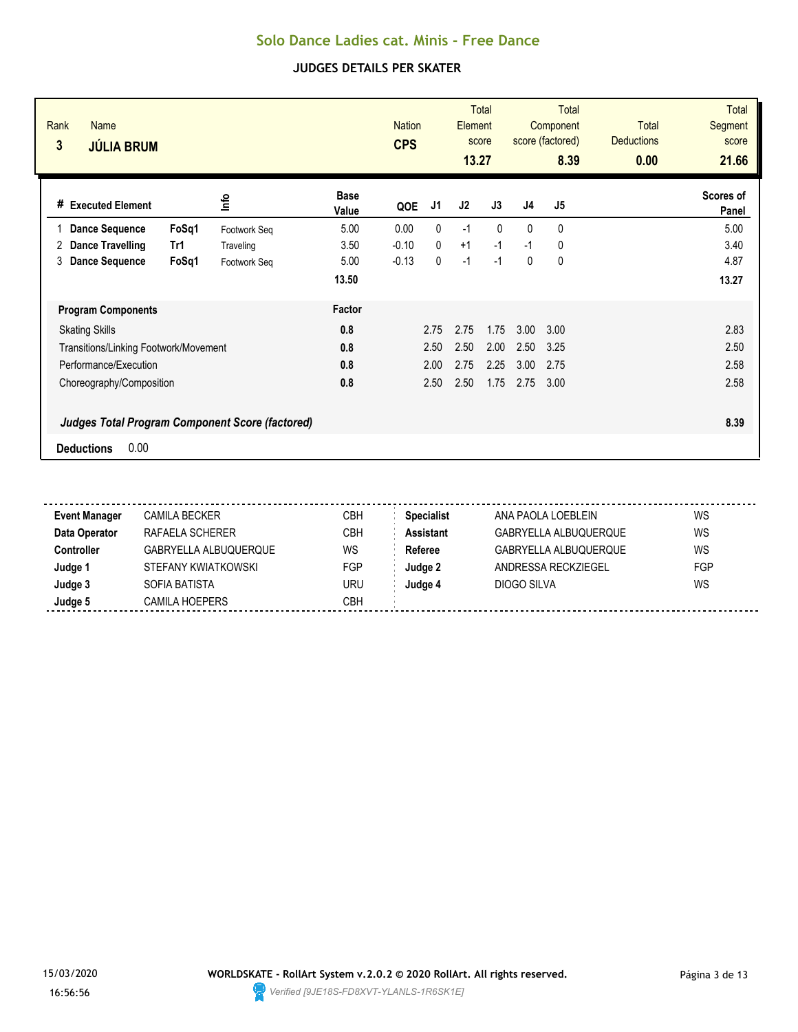# Solo Dance Ladies cat. Minis - Free Dance

## JUDGES DETAILS PER SKATER

| Rank | Name | Nation | Total Element score | Total Component score (factored) | Total Deductions | Total Segment score |
|---|---|---|---|---|---|---|
| 3 | **JÚLIA BRUM** | **CPS** | **13.27** | **8.39** | **0.00** | **21.66** |

| # | Executed Element | | Info | Base Value | QOE | J1 | J2 | J3 | J4 | J5 | Scores of Panel |
|---|---|---|---|---|---|---|---|---|---|---|---|
| 1 | **Dance Sequence** | **FoSq1** | Footwork Seq | 5.00 | 0.00 | 0 | -1 | 0 | 0 | 0 | 5.00 |
| 2 | **Dance Travelling** | **Tr1** | Traveling | 3.50 | -0.10 | 0 | +1 | -1 | -1 | 0 | 3.40 |
| 3 | **Dance Sequence** | **FoSq1** | Footwork Seq | 5.00 | -0.13 | 0 | -1 | -1 | 0 | 0 | 4.87 |
| | | | | **13.50** | | | | | | | **13.27** |

| Program Components | Factor | J1 | J2 | J3 | J4 | J5 | |
|---|---|---|---|---|---|---|---|
| Skating Skills | **0.8** | 2.75 | 2.75 | 1.75 | 3.00 | 3.00 | 2.83 |
| Transitions/Linking Footwork/Movement | **0.8** | 2.50 | 2.50 | 2.00 | 2.50 | 3.25 | 2.50 |
| Performance/Execution | **0.8** | 2.00 | 2.75 | 2.25 | 3.00 | 2.75 | 2.58 |
| Choreography/Composition | **0.8** | 2.50 | 2.50 | 1.75 | 2.75 | 3.00 | 2.58 |
| ***Judges Total Program Component Score (factored)*** | | | | | | | **8.39** |

**Deductions** 0.00

| | | | | | |
|---|---|---|---|---|---|
| **Event Manager** | CAMILA BECKER | CBH | **Specialist** | ANA PAOLA LOEBLEIN | WS |
| **Data Operator** | RAFAELA SCHERER | CBH | **Assistant** | GABRYELLA ALBUQUERQUE | WS |
| **Controller** | GABRYELLA ALBUQUERQUE | WS | **Referee** | GABRYELLA ALBUQUERQUE | WS |
| **Judge 1** | STEFANY KWIATKOWSKI | FGP | **Judge 2** | ANDRESSA RECKZIEGEL | FGP |
| **Judge 3** | SOFIA BATISTA | URU | **Judge 4** | DIOGO SILVA | WS |
| **Judge 5** | CAMILA HOEPERS | CBH | | | |

15/03/2020 16:56:56

**WORLDSKATE - RollArt System v.2.0.2 © 2020 RollArt. All rights reserved.**

*Verified [9JE18S-FD8XVT-YLANLS-1R6SK1E]*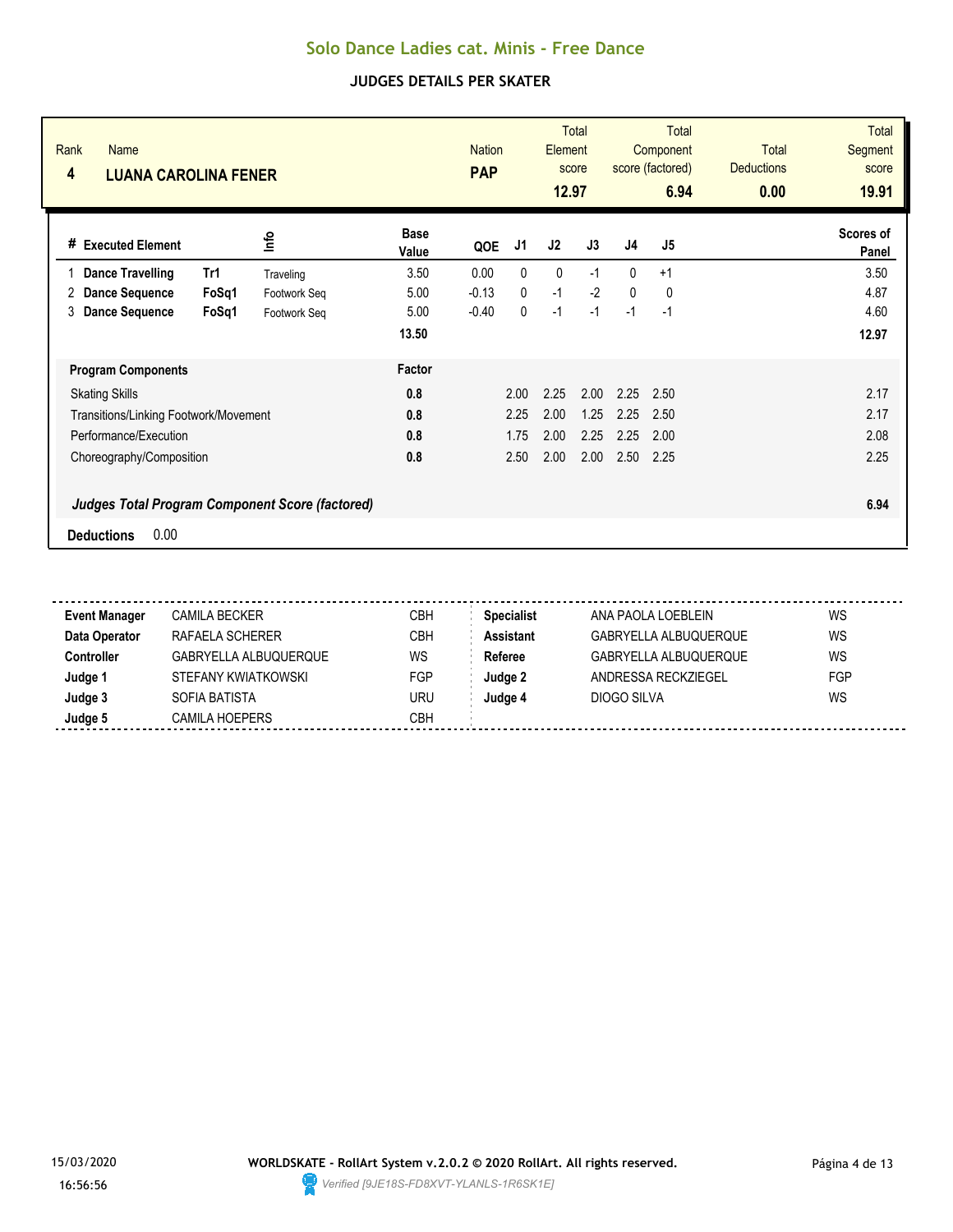# Solo Dance Ladies cat. Minis - Free Dance

## JUDGES DETAILS PER SKATER

| Rank | Name | Nation | Total Element score | Total Component score (factored) | Total Deductions | Total Segment score |
|---|---|---|---|---|---|---|
| 4 | LUANA CAROLINA FENER | PAP | 12.97 | 6.94 | 0.00 | 19.91 |

| # | Executed Element | | Info | Base Value | QOE | J1 | J2 | J3 | J4 | J5 | Scores of Panel |
|---|---|---|---|---|---|---|---|---|---|---|---|
| 1 | Dance Travelling | Tr1 | Traveling | 3.50 | 0.00 | 0 | 0 | -1 | 0 | +1 | 3.50 |
| 2 | Dance Sequence | FoSq1 | Footwork Seq | 5.00 | -0.13 | 0 | -1 | -2 | 0 | 0 | 4.87 |
| 3 | Dance Sequence | FoSq1 | Footwork Seq | 5.00 | -0.40 | 0 | -1 | -1 | -1 | -1 | 4.60 |
| | | | | 13.50 | | | | | | | 12.97 |

| Program Components | Factor | J1 | J2 | J3 | J4 | J5 | Scores of Panel |
|---|---|---|---|---|---|---|---|
| Skating Skills | 0.8 | 2.00 | 2.25 | 2.00 | 2.25 | 2.50 | 2.17 |
| Transitions/Linking Footwork/Movement | 0.8 | 2.25 | 2.00 | 1.25 | 2.25 | 2.50 | 2.17 |
| Performance/Execution | 0.8 | 1.75 | 2.00 | 2.25 | 2.25 | 2.00 | 2.08 |
| Choreography/Composition | 0.8 | 2.50 | 2.00 | 2.00 | 2.50 | 2.25 | 2.25 |

***Judges Total Program Component Score (factored)*** **6.94**

**Deductions** 0.00

| | | | | | |
|---|---|---|---|---|---|
| **Event Manager** | CAMILA BECKER | CBH | **Specialist** | ANA PAOLA LOEBLEIN | WS |
| **Data Operator** | RAFAELA SCHERER | CBH | **Assistant** | GABRYELLA ALBUQUERQUE | WS |
| **Controller** | GABRYELLA ALBUQUERQUE | WS | **Referee** | GABRYELLA ALBUQUERQUE | WS |
| **Judge 1** | STEFANY KWIATKOWSKI | FGP | **Judge 2** | ANDRESSA RECKZIEGEL | FGP |
| **Judge 3** | SOFIA BATISTA | URU | **Judge 4** | DIOGO SILVA | WS |
| **Judge 5** | CAMILA HOEPERS | CBH | | | |

15/03/2020 16:56:56

WORLDSKATE - RollArt System v.2.0.2 © 2020 RollArt. All rights reserved.

Verified [9JE18S-FD8XVT-YLANLS-1R6SK1E]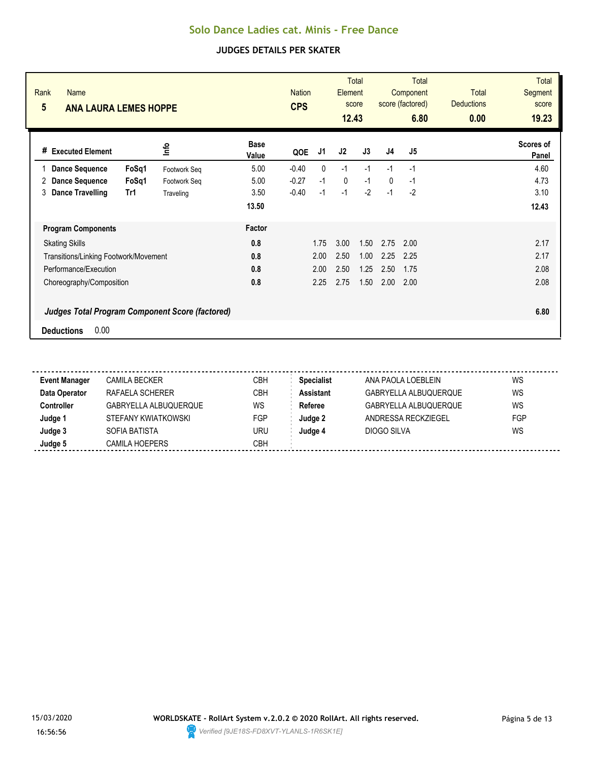# Solo Dance Ladies cat. Minis - Free Dance

## JUDGES DETAILS PER SKATER

| Rank | Name | Nation | Total Element score | Total Component score (factored) | Total Deductions | Total Segment score |
|---|---|---|---|---|---|---|
| 5 | **ANA LAURA LEMES HOPPE** | **CPS** | **12.43** | **6.80** | **0.00** | **19.23** |

| # | Executed Element | | Info | Base Value | QOE | J1 | J2 | J3 | J4 | J5 | Scores of Panel |
|---|---|---|---|---|---|---|---|---|---|---|---|
| 1 | **Dance Sequence** | **FoSq1** | Footwork Seq | 5.00 | -0.40 | 0 | -1 | -1 | -1 | -1 | 4.60 |
| 2 | **Dance Sequence** | **FoSq1** | Footwork Seq | 5.00 | -0.27 | -1 | 0 | -1 | 0 | -1 | 4.73 |
| 3 | **Dance Travelling** | **Tr1** | Traveling | 3.50 | -0.40 | -1 | -1 | -2 | -1 | -2 | 3.10 |
| | | | | **13.50** | | | | | | | **12.43** |

| **Program Components** | **Factor** | J1 | J2 | J3 | J4 | J5 | |
|---|---|---|---|---|---|---|---|
| Skating Skills | **0.8** | 1.75 | 3.00 | 1.50 | 2.75 | 2.00 | 2.17 |
| Transitions/Linking Footwork/Movement | **0.8** | 2.00 | 2.50 | 1.00 | 2.25 | 2.25 | 2.17 |
| Performance/Execution | **0.8** | 2.00 | 2.50 | 1.25 | 2.50 | 1.75 | 2.08 |
| Choreography/Composition | **0.8** | 2.25 | 2.75 | 1.50 | 2.00 | 2.00 | 2.08 |

***Judges Total Program Component Score (factored)*** **6.80**

**Deductions** 0.00

| | | | | | |
|---|---|---|---|---|---|
| **Event Manager** | CAMILA BECKER | CBH | **Specialist** | ANA PAOLA LOEBLEIN | WS |
| **Data Operator** | RAFAELA SCHERER | CBH | **Assistant** | GABRYELLA ALBUQUERQUE | WS |
| **Controller** | GABRYELLA ALBUQUERQUE | WS | **Referee** | GABRYELLA ALBUQUERQUE | WS |
| **Judge 1** | STEFANY KWIATKOWSKI | FGP | **Judge 2** | ANDRESSA RECKZIEGEL | FGP |
| **Judge 3** | SOFIA BATISTA | URU | **Judge 4** | DIOGO SILVA | WS |
| **Judge 5** | CAMILA HOEPERS | CBH | | | |

15/03/2020 16:56:56

**WORLDSKATE - RollArt System v.2.0.2 © 2020 RollArt. All rights reserved.**

*Verified [9JE18S-FD8XVT-YLANLS-1R6SK1E]*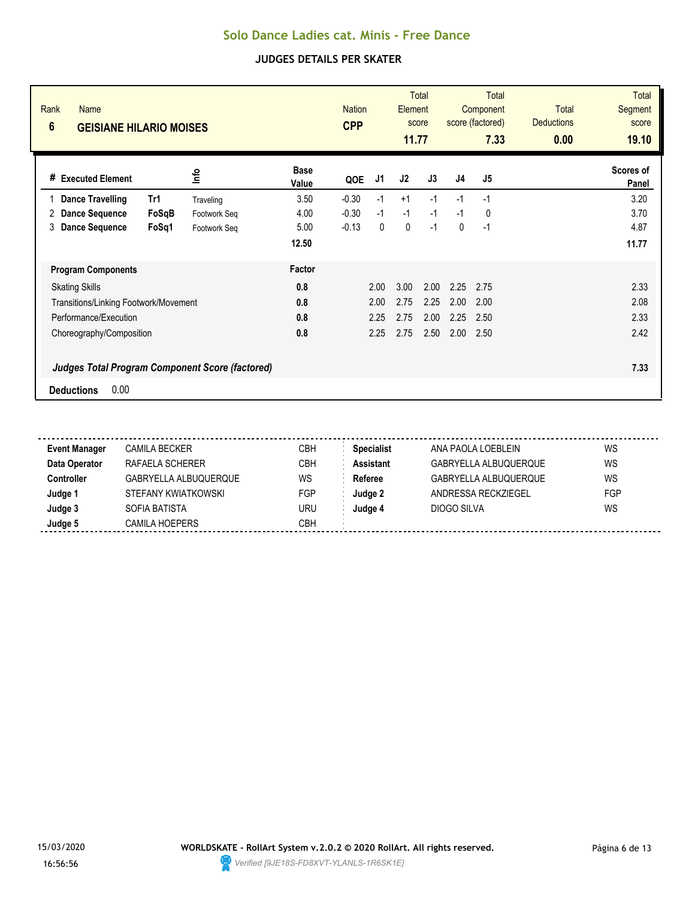# Solo Dance Ladies cat. Minis - Free Dance

## JUDGES DETAILS PER SKATER

| Rank | Name | Nation | Total Element score | Total Component score (factored) | Total Deductions | Total Segment score |
|---|---|---|---|---|---|---|
| 6 | **GEISIANE HILARIO MOISES** | **CPP** | **11.77** | **7.33** | **0.00** | **19.10** |

| # | Executed Element | | Info | Base Value | QOE | J1 | J2 | J3 | J4 | J5 | Scores of Panel |
|---|---|---|---|---|---|---|---|---|---|---|---|
| 1 | **Dance Travelling** | **Tr1** | Traveling | 3.50 | -0.30 | -1 | +1 | -1 | -1 | -1 | 3.20 |
| 2 | **Dance Sequence** | **FoSqB** | Footwork Seq | 4.00 | -0.30 | -1 | -1 | -1 | -1 | 0 | 3.70 |
| 3 | **Dance Sequence** | **FoSq1** | Footwork Seq | 5.00 | -0.13 | 0 | 0 | -1 | 0 | -1 | 4.87 |
| | | | | **12.50** | | | | | | | **11.77** |

| Program Components | Factor | J1 | J2 | J3 | J4 | J5 | |
|---|---|---|---|---|---|---|---|
| Skating Skills | **0.8** | 2.00 | 3.00 | 2.00 | 2.25 | 2.75 | 2.33 |
| Transitions/Linking Footwork/Movement | **0.8** | 2.00 | 2.75 | 2.25 | 2.00 | 2.00 | 2.08 |
| Performance/Execution | **0.8** | 2.25 | 2.75 | 2.00 | 2.25 | 2.50 | 2.33 |
| Choreography/Composition | **0.8** | 2.25 | 2.75 | 2.50 | 2.00 | 2.50 | 2.42 |

***Judges Total Program Component Score (factored)*** **7.33**

**Deductions** 0.00

| | | | | | |
|---|---|---|---|---|---|
| **Event Manager** | CAMILA BECKER | CBH | **Specialist** | ANA PAOLA LOEBLEIN | WS |
| **Data Operator** | RAFAELA SCHERER | CBH | **Assistant** | GABRYELLA ALBUQUERQUE | WS |
| **Controller** | GABRYELLA ALBUQUERQUE | WS | **Referee** | GABRYELLA ALBUQUERQUE | WS |
| **Judge 1** | STEFANY KWIATKOWSKI | FGP | **Judge 2** | ANDRESSA RECKZIEGEL | FGP |
| **Judge 3** | SOFIA BATISTA | URU | **Judge 4** | DIOGO SILVA | WS |
| **Judge 5** | CAMILA HOEPERS | CBH | | | |

15/03/2020 16:56:56

**WORLDSKATE - RollArt System v.2.0.2 © 2020 RollArt. All rights reserved.**

*Verified [9JE18S-FD8XVT-YLANLS-1R6SK1E]*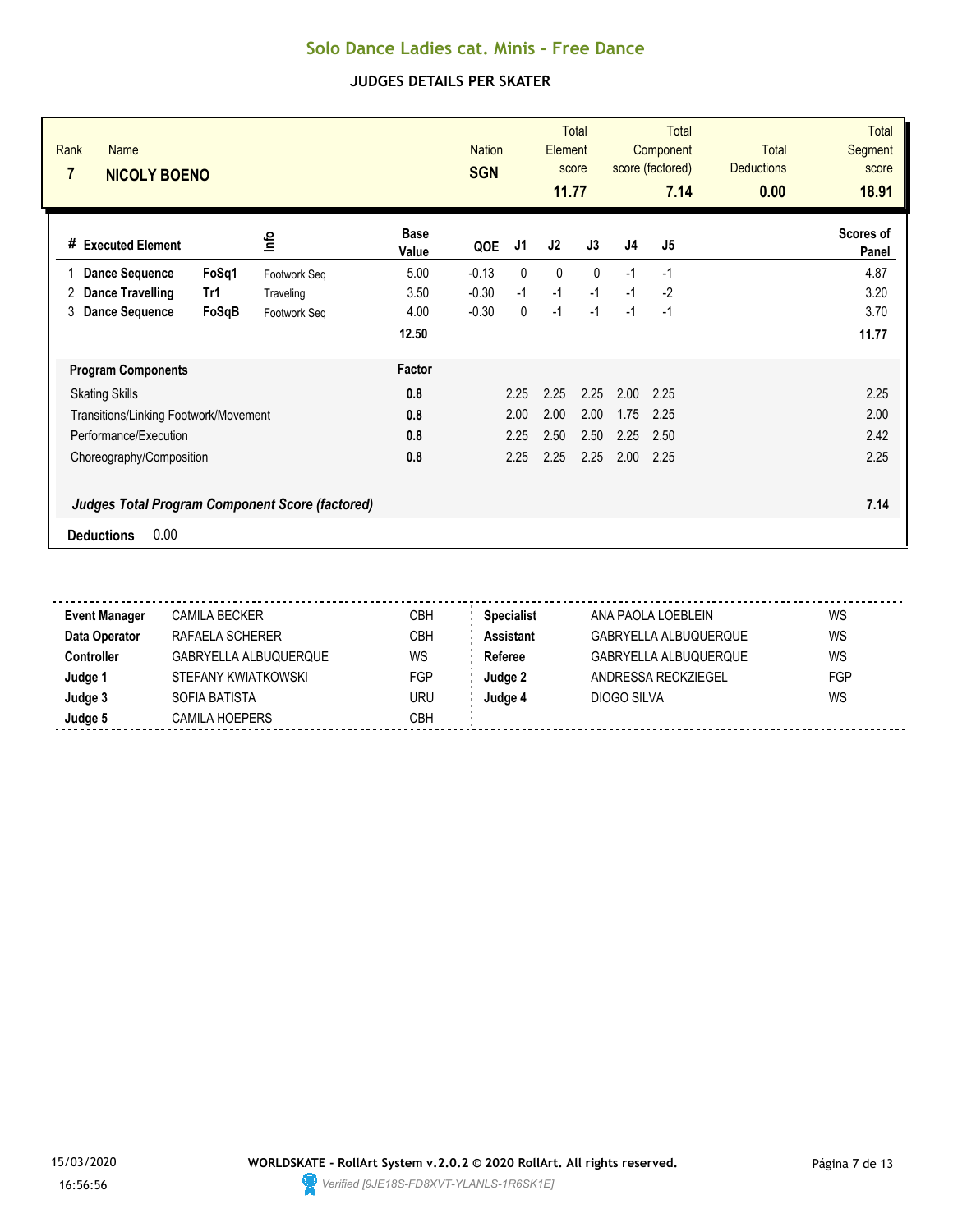# Solo Dance Ladies cat. Minis - Free Dance

## JUDGES DETAILS PER SKATER

| Rank | Name | Nation | Total Element score | Total Component score (factored) | Total Deductions | Total Segment score |
|---|---|---|---|---|---|---|
| 7 | NICOLY BOENO | SGN | 11.77 | 7.14 | 0.00 | 18.91 |

| # | Executed Element | | Info | Base Value | QOE | J1 | J2 | J3 | J4 | J5 | Scores of Panel |
|---|---|---|---|---|---|---|---|---|---|---|---|
| 1 | Dance Sequence | FoSq1 | Footwork Seq | 5.00 | -0.13 | 0 | 0 | 0 | -1 | -1 | 4.87 |
| 2 | Dance Travelling | Tr1 | Traveling | 3.50 | -0.30 | -1 | -1 | -1 | -1 | -2 | 3.20 |
| 3 | Dance Sequence | FoSqB | Footwork Seq | 4.00 | -0.30 | 0 | -1 | -1 | -1 | -1 | 3.70 |
| | | | | 12.50 | | | | | | | 11.77 |

| Program Components | Factor | J1 | J2 | J3 | J4 | J5 | |
|---|---|---|---|---|---|---|---|
| Skating Skills | 0.8 | 2.25 | 2.25 | 2.25 | 2.00 | 2.25 | 2.25 |
| Transitions/Linking Footwork/Movement | 0.8 | 2.00 | 2.00 | 2.00 | 1.75 | 2.25 | 2.00 |
| Performance/Execution | 0.8 | 2.25 | 2.50 | 2.50 | 2.25 | 2.50 | 2.42 |
| Choreography/Composition | 0.8 | 2.25 | 2.25 | 2.25 | 2.00 | 2.25 | 2.25 |

***Judges Total Program Component Score (factored)*** **7.14**

**Deductions** 0.00

| | | | | | |
|---|---|---|---|---|---|
| **Event Manager** | CAMILA BECKER | CBH | **Specialist** | ANA PAOLA LOEBLEIN | WS |
| **Data Operator** | RAFAELA SCHERER | CBH | **Assistant** | GABRYELLA ALBUQUERQUE | WS |
| **Controller** | GABRYELLA ALBUQUERQUE | WS | **Referee** | GABRYELLA ALBUQUERQUE | WS |
| **Judge 1** | STEFANY KWIATKOWSKI | FGP | **Judge 2** | ANDRESSA RECKZIEGEL | FGP |
| **Judge 3** | SOFIA BATISTA | URU | **Judge 4** | DIOGO SILVA | WS |
| **Judge 5** | CAMILA HOEPERS | CBH | | | |

15/03/2020 16:56:56

WORLDSKATE - RollArt System v.2.0.2 © 2020 RollArt. All rights reserved.

Verified [9JE18S-FD8XVT-YLANLS-1R6SK1E]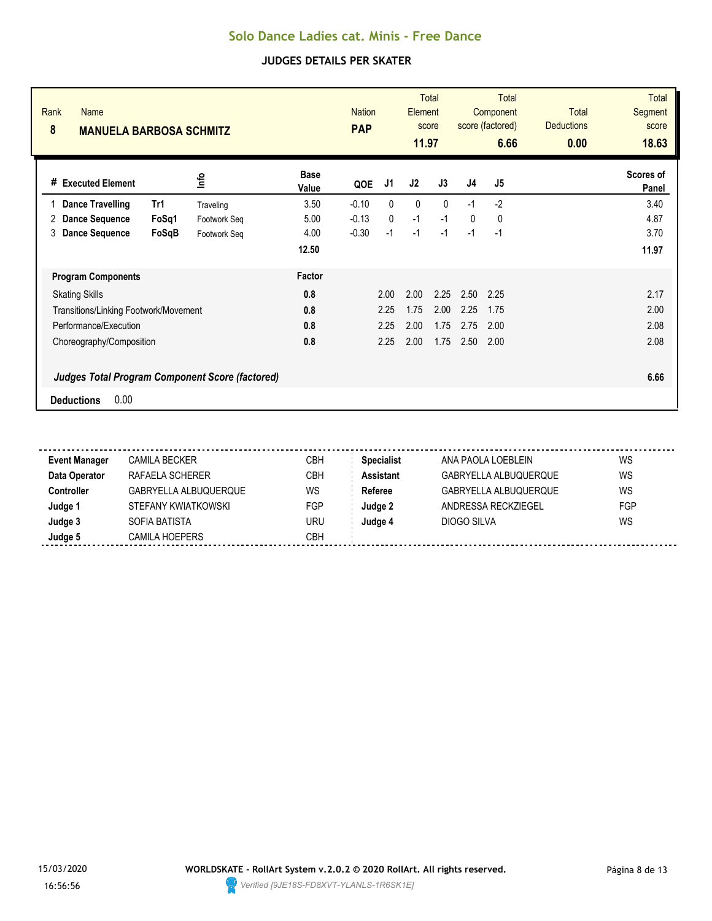# Solo Dance Ladies cat. Minis - Free Dance

## JUDGES DETAILS PER SKATER

| Rank | Name | Nation | Total Element score | Total Component score (factored) | Total Deductions | Total Segment score |
|---|---|---|---|---|---|---|
| 8 | **MANUELA BARBOSA SCHMITZ** | **PAP** | **11.97** | **6.66** | **0.00** | **18.63** |

| # | Executed Element | | Info | Base Value | QOE | J1 | J2 | J3 | J4 | J5 | Scores of Panel |
|---|---|---|---|---|---|---|---|---|---|---|---|
| 1 | **Dance Travelling** | **Tr1** | Traveling | 3.50 | -0.10 | 0 | 0 | 0 | -1 | -2 | 3.40 |
| 2 | **Dance Sequence** | **FoSq1** | Footwork Seq | 5.00 | -0.13 | 0 | -1 | -1 | 0 | 0 | 4.87 |
| 3 | **Dance Sequence** | **FoSqB** | Footwork Seq | 4.00 | -0.30 | -1 | -1 | -1 | -1 | -1 | 3.70 |
| | | | | **12.50** | | | | | | | **11.97** |

| Program Components | Factor | J1 | J2 | J3 | J4 | J5 | |
|---|---|---|---|---|---|---|---|
| Skating Skills | **0.8** | 2.00 | 2.00 | 2.25 | 2.50 | 2.25 | 2.17 |
| Transitions/Linking Footwork/Movement | **0.8** | 2.25 | 1.75 | 2.00 | 2.25 | 1.75 | 2.00 |
| Performance/Execution | **0.8** | 2.25 | 2.00 | 1.75 | 2.75 | 2.00 | 2.08 |
| Choreography/Composition | **0.8** | 2.25 | 2.00 | 1.75 | 2.50 | 2.00 | 2.08 |

***Judges Total Program Component Score (factored)*** **6.66**

**Deductions** 0.00

| | | | | | |
|---|---|---|---|---|---|
| **Event Manager** | CAMILA BECKER | CBH | **Specialist** | ANA PAOLA LOEBLEIN | WS |
| **Data Operator** | RAFAELA SCHERER | CBH | **Assistant** | GABRYELLA ALBUQUERQUE | WS |
| **Controller** | GABRYELLA ALBUQUERQUE | WS | **Referee** | GABRYELLA ALBUQUERQUE | WS |
| **Judge 1** | STEFANY KWIATKOWSKI | FGP | **Judge 2** | ANDRESSA RECKZIEGEL | FGP |
| **Judge 3** | SOFIA BATISTA | URU | **Judge 4** | DIOGO SILVA | WS |
| **Judge 5** | CAMILA HOEPERS | CBH | | | |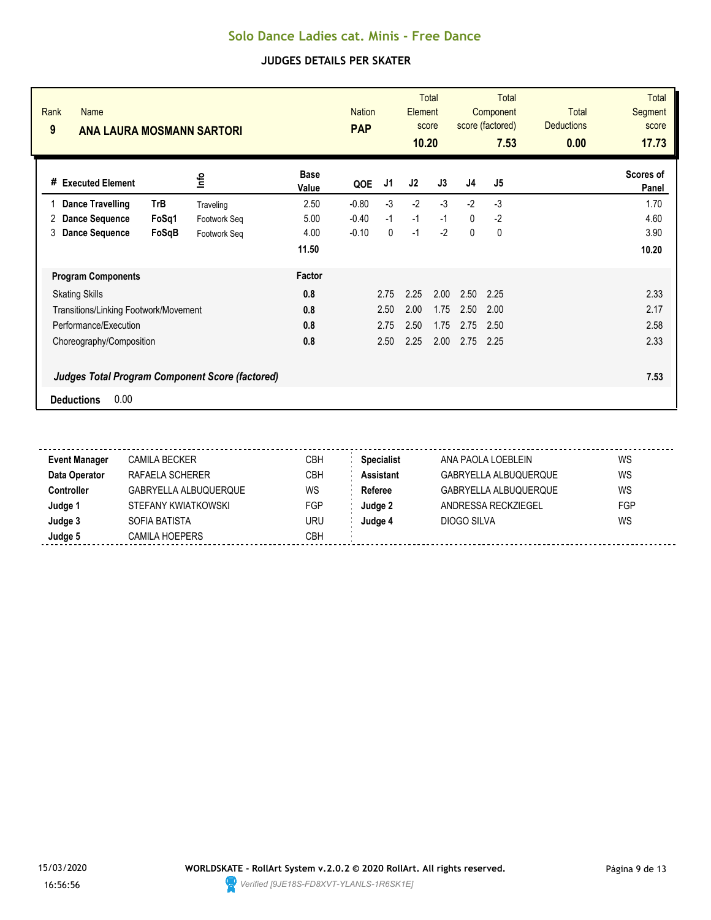# Solo Dance Ladies cat. Minis - Free Dance

## JUDGES DETAILS PER SKATER

| Rank | Name | Nation | Total Element score | Total Component score (factored) | Total Deductions | Total Segment score |
|---|---|---|---|---|---|---|
| 9 | ANA LAURA MOSMANN SARTORI | PAP | 10.20 | 7.53 | 0.00 | 17.73 |

| # | Executed Element | | Info | Base Value | QOE | J1 | J2 | J3 | J4 | J5 | Scores of Panel |
|---|---|---|---|---|---|---|---|---|---|---|---|
| 1 | Dance Travelling | TrB | Traveling | 2.50 | -0.80 | -3 | -2 | -3 | -2 | -3 | 1.70 |
| 2 | Dance Sequence | FoSq1 | Footwork Seq | 5.00 | -0.40 | -1 | -1 | -1 | 0 | -2 | 4.60 |
| 3 | Dance Sequence | FoSqB | Footwork Seq | 4.00 | -0.10 | 0 | -1 | -2 | 0 | 0 | 3.90 |
| | | | | 11.50 | | | | | | | 10.20 |

| Program Components | Factor | J1 | J2 | J3 | J4 | J5 | |
|---|---|---|---|---|---|---|---|
| Skating Skills | 0.8 | 2.75 | 2.25 | 2.00 | 2.50 | 2.25 | 2.33 |
| Transitions/Linking Footwork/Movement | 0.8 | 2.50 | 2.00 | 1.75 | 2.50 | 2.00 | 2.17 |
| Performance/Execution | 0.8 | 2.75 | 2.50 | 1.75 | 2.75 | 2.50 | 2.58 |
| Choreography/Composition | 0.8 | 2.50 | 2.25 | 2.00 | 2.75 | 2.25 | 2.33 |

***Judges Total Program Component Score (factored)*** **7.53**

**Deductions** 0.00

| | | | | | |
|---|---|---|---|---|---|
| **Event Manager** | CAMILA BECKER | CBH | **Specialist** | ANA PAOLA LOEBLEIN | WS |
| **Data Operator** | RAFAELA SCHERER | CBH | **Assistant** | GABRYELLA ALBUQUERQUE | WS |
| **Controller** | GABRYELLA ALBUQUERQUE | WS | **Referee** | GABRYELLA ALBUQUERQUE | WS |
| **Judge 1** | STEFANY KWIATKOWSKI | FGP | **Judge 2** | ANDRESSA RECKZIEGEL | FGP |
| **Judge 3** | SOFIA BATISTA | URU | **Judge 4** | DIOGO SILVA | WS |
| **Judge 5** | CAMILA HOEPERS | CBH | | | |

15/03/2020 16:56:56

**WORLDSKATE - RollArt System v.2.0.2 © 2020 RollArt. All rights reserved.**

*Verified [9JE18S-FD8XVT-YLANLS-1R6SK1E]*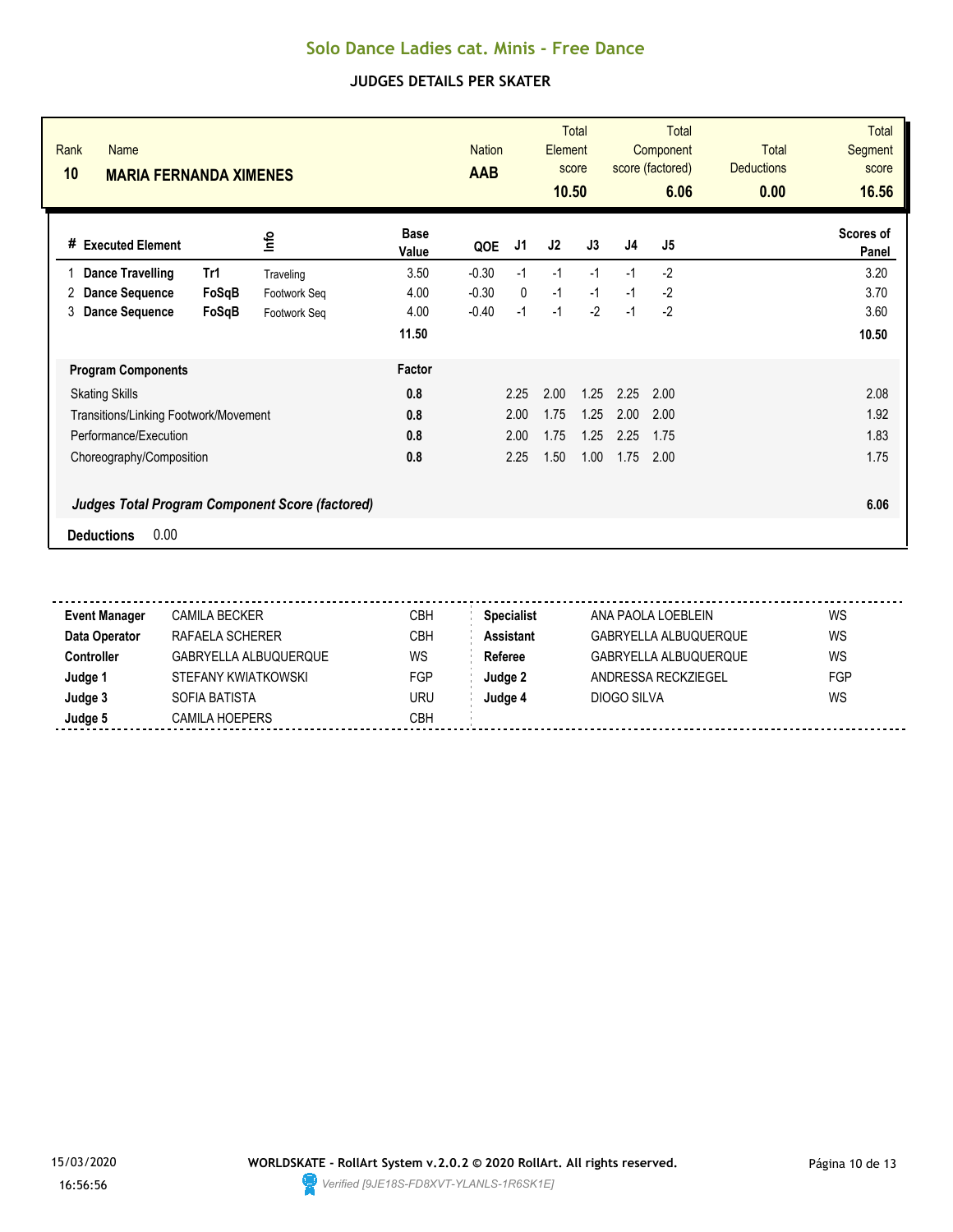# Solo Dance Ladies cat. Minis - Free Dance

## JUDGES DETAILS PER SKATER

| Rank | Name | Nation | Total Element score | Total Component score (factored) | Total Deductions | Total Segment score |
|---|---|---|---|---|---|---|
| 10 | **MARIA FERNANDA XIMENES** | **AAB** | **10.50** | **6.06** | **0.00** | **16.56** |

| # | Executed Element | | Info | Base Value | QOE | J1 | J2 | J3 | J4 | J5 | Scores of Panel |
|---|---|---|---|---|---|---|---|---|---|---|---|
| 1 | **Dance Travelling** | **Tr1** | Traveling | 3.50 | -0.30 | -1 | -1 | -1 | -1 | -2 | 3.20 |
| 2 | **Dance Sequence** | **FoSqB** | Footwork Seq | 4.00 | -0.30 | 0 | -1 | -1 | -1 | -2 | 3.70 |
| 3 | **Dance Sequence** | **FoSqB** | Footwork Seq | 4.00 | -0.40 | -1 | -1 | -2 | -1 | -2 | 3.60 |
| | | | | **11.50** | | | | | | | **10.50** |

| **Program Components** | **Factor** | J1 | J2 | J3 | J4 | J5 | |
|---|---|---|---|---|---|---|---|
| Skating Skills | **0.8** | 2.25 | 2.00 | 1.25 | 2.25 | 2.00 | 2.08 |
| Transitions/Linking Footwork/Movement | **0.8** | 2.00 | 1.75 | 1.25 | 2.00 | 2.00 | 1.92 |
| Performance/Execution | **0.8** | 2.00 | 1.75 | 1.25 | 2.25 | 1.75 | 1.83 |
| Choreography/Composition | **0.8** | 2.25 | 1.50 | 1.00 | 1.75 | 2.00 | 1.75 |

***Judges Total Program Component Score (factored)*** **6.06**

**Deductions** 0.00

| | | | | | |
|---|---|---|---|---|---|
| **Event Manager** | CAMILA BECKER | CBH | **Specialist** | ANA PAOLA LOEBLEIN | WS |
| **Data Operator** | RAFAELA SCHERER | CBH | **Assistant** | GABRYELLA ALBUQUERQUE | WS |
| **Controller** | GABRYELLA ALBUQUERQUE | WS | **Referee** | GABRYELLA ALBUQUERQUE | WS |
| **Judge 1** | STEFANY KWIATKOWSKI | FGP | **Judge 2** | ANDRESSA RECKZIEGEL | FGP |
| **Judge 3** | SOFIA BATISTA | URU | **Judge 4** | DIOGO SILVA | WS |
| **Judge 5** | CAMILA HOEPERS | CBH | | | |

15/03/2020 16:56:56

**WORLDSKATE - RollArt System v.2.0.2 © 2020 RollArt. All rights reserved.**

*Verified [9JE18S-FD8XVT-YLANLS-1R6SK1E]*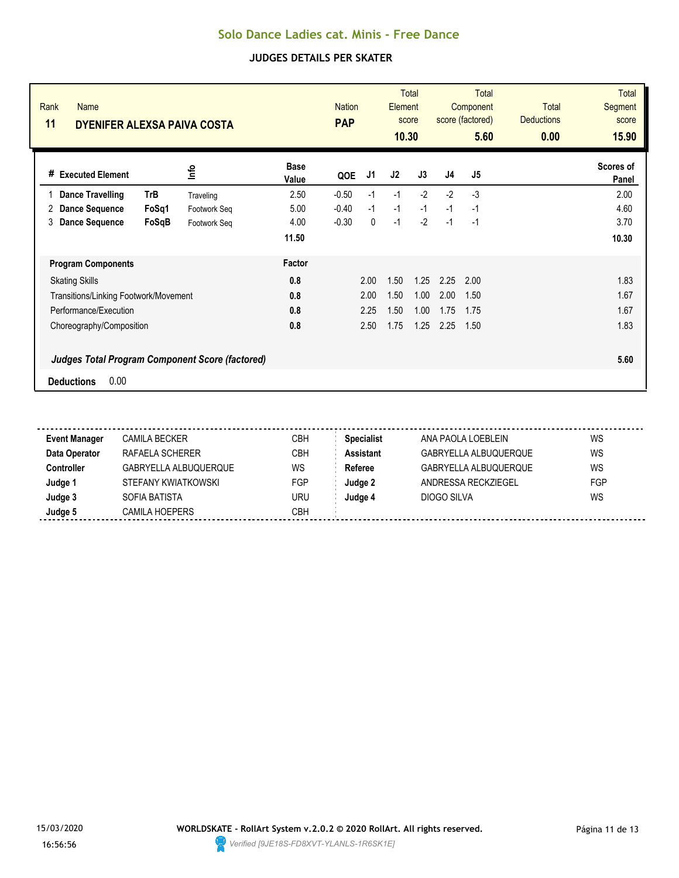# Solo Dance Ladies cat. Minis - Free Dance

## JUDGES DETAILS PER SKATER

| Rank | Name | Nation | Total Element score | Total Component score (factored) | Total Deductions | Total Segment score |
|---|---|---|---|---|---|---|
| 11 | DYENIFER ALEXSA PAIVA COSTA | PAP | 10.30 | 5.60 | 0.00 | 15.90 |

| # | Executed Element | | Info | Base Value | QOE | J1 | J2 | J3 | J4 | J5 | Scores of Panel |
|---|---|---|---|---|---|---|---|---|---|---|---|
| 1 | Dance Travelling | TrB | Traveling | 2.50 | -0.50 | -1 | -1 | -2 | -2 | -3 | 2.00 |
| 2 | Dance Sequence | FoSq1 | Footwork Seq | 5.00 | -0.40 | -1 | -1 | -1 | -1 | -1 | 4.60 |
| 3 | Dance Sequence | FoSqB | Footwork Seq | 4.00 | -0.30 | 0 | -1 | -2 | -1 | -1 | 3.70 |
| | | | | 11.50 | | | | | | | 10.30 |

| Program Components | Factor | J1 | J2 | J3 | J4 | J5 | |
|---|---|---|---|---|---|---|---|
| Skating Skills | 0.8 | 2.00 | 1.50 | 1.25 | 2.25 | 2.00 | 1.83 |
| Transitions/Linking Footwork/Movement | 0.8 | 2.00 | 1.50 | 1.00 | 2.00 | 1.50 | 1.67 |
| Performance/Execution | 0.8 | 2.25 | 1.50 | 1.00 | 1.75 | 1.75 | 1.67 |
| Choreography/Composition | 0.8 | 2.50 | 1.75 | 1.25 | 2.25 | 1.50 | 1.83 |
| *Judges Total Program Component Score (factored)* | | | | | | | 5.60 |

**Deductions** 0.00

| | | | | | |
|---|---|---|---|---|---|
| **Event Manager** | CAMILA BECKER | CBH | **Specialist** | ANA PAOLA LOEBLEIN | WS |
| **Data Operator** | RAFAELA SCHERER | CBH | **Assistant** | GABRYELLA ALBUQUERQUE | WS |
| **Controller** | GABRYELLA ALBUQUERQUE | WS | **Referee** | GABRYELLA ALBUQUERQUE | WS |
| **Judge 1** | STEFANY KWIATKOWSKI | FGP | **Judge 2** | ANDRESSA RECKZIEGEL | FGP |
| **Judge 3** | SOFIA BATISTA | URU | **Judge 4** | DIOGO SILVA | WS |
| **Judge 5** | CAMILA HOEPERS | CBH | | | |

15/03/2020 16:56:56

**WORLDSKATE - RollArt System v.2.0.2 © 2020 RollArt. All rights reserved.**

*Verified [9JE18S-FD8XVT-YLANLS-1R6SK1E]*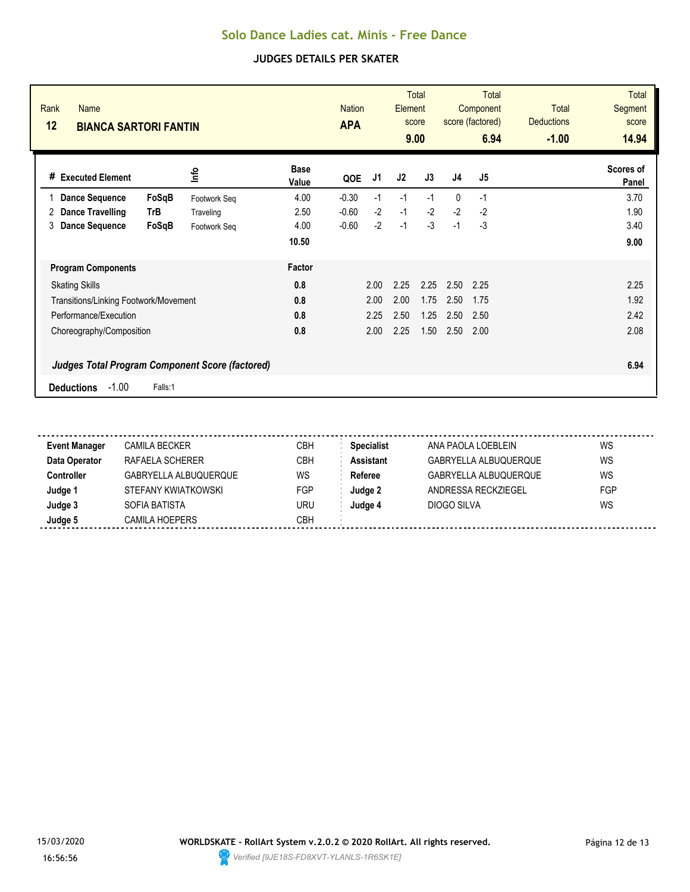# Solo Dance Ladies cat. Minis - Free Dance

## JUDGES DETAILS PER SKATER

| Rank | Name | Nation | Total Element score | Total Component score (factored) | Total Deductions | Total Segment score |
|---|---|---|---|---|---|---|
| 12 | **BIANCA SARTORI FANTIN** | **APA** | **9.00** | **6.94** | **-1.00** | **14.94** |

| # | Executed Element | | Info | Base Value | QOE | J1 | J2 | J3 | J4 | J5 | Scores of Panel |
|---|---|---|---|---|---|---|---|---|---|---|---|
| 1 | **Dance Sequence** | **FoSqB** | Footwork Seq | 4.00 | -0.30 | -1 | -1 | -1 | 0 | -1 | 3.70 |
| 2 | **Dance Travelling** | **TrB** | Traveling | 2.50 | -0.60 | -2 | -1 | -2 | -2 | -2 | 1.90 |
| 3 | **Dance Sequence** | **FoSqB** | Footwork Seq | 4.00 | -0.60 | -2 | -1 | -3 | -1 | -3 | 3.40 |
| | | | | **10.50** | | | | | | | **9.00** |

| **Program Components** | **Factor** | J1 | J2 | J3 | J4 | J5 | |
|---|---|---|---|---|---|---|---|
| Skating Skills | **0.8** | 2.00 | 2.25 | 2.25 | 2.50 | 2.25 | 2.25 |
| Transitions/Linking Footwork/Movement | **0.8** | 2.00 | 2.00 | 1.75 | 2.50 | 1.75 | 1.92 |
| Performance/Execution | **0.8** | 2.25 | 2.50 | 1.25 | 2.50 | 2.50 | 2.42 |
| Choreography/Composition | **0.8** | 2.00 | 2.25 | 1.50 | 2.50 | 2.00 | 2.08 |

***Judges Total Program Component Score (factored)*** **6.94**

**Deductions** -1.00 Falls:1

| | | | | | |
|---|---|---|---|---|---|
| **Event Manager** | CAMILA BECKER | CBH | **Specialist** | ANA PAOLA LOEBLEIN | WS |
| **Data Operator** | RAFAELA SCHERER | CBH | **Assistant** | GABRYELLA ALBUQUERQUE | WS |
| **Controller** | GABRYELLA ALBUQUERQUE | WS | **Referee** | GABRYELLA ALBUQUERQUE | WS |
| **Judge 1** | STEFANY KWIATKOWSKI | FGP | **Judge 2** | ANDRESSA RECKZIEGEL | FGP |
| **Judge 3** | SOFIA BATISTA | URU | **Judge 4** | DIOGO SILVA | WS |
| **Judge 5** | CAMILA HOEPERS | CBH | | | |

15/03/2020 16:56:56

**WORLDSKATE - RollArt System v.2.0.2 © 2020 RollArt. All rights reserved.**

*Verified [9JE18S-FD8XVT-YLANLS-1R6SK1E]*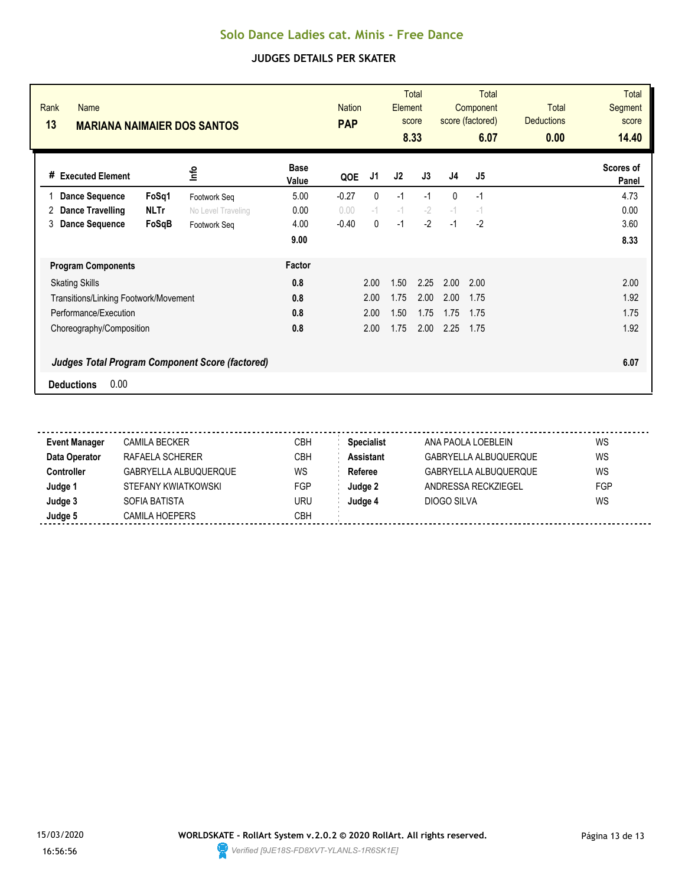# Solo Dance Ladies cat. Minis - Free Dance

## JUDGES DETAILS PER SKATER

| Rank | Name | Nation | Total Element score | Total Component score (factored) | Total Deductions | Total Segment score |
|---|---|---|---|---|---|---|
| 13 | **MARIANA NAIMAIER DOS SANTOS** | **PAP** | **8.33** | **6.07** | **0.00** | **14.40** |

| # | Executed Element | | Info | Base Value | QOE | J1 | J2 | J3 | J4 | J5 | Scores of Panel |
|---|---|---|---|---|---|---|---|---|---|---|---|
| 1 | **Dance Sequence** | **FoSq1** | Footwork Seq | 5.00 | -0.27 | 0 | -1 | -1 | 0 | -1 | 4.73 |
| 2 | **Dance Travelling** | **NLTr** | No Level Traveling | 0.00 | 0.00 | -1 | -1 | -2 | -1 | -1 | 0.00 |
| 3 | **Dance Sequence** | **FoSqB** | Footwork Seq | 4.00 | -0.40 | 0 | -1 | -2 | -1 | -2 | 3.60 |
| | | | | **9.00** | | | | | | | **8.33** |

| **Program Components** | **Factor** | J1 | J2 | J3 | J4 | J5 | |
|---|---|---|---|---|---|---|---|
| Skating Skills | **0.8** | 2.00 | 1.50 | 2.25 | 2.00 | 2.00 | 2.00 |
| Transitions/Linking Footwork/Movement | **0.8** | 2.00 | 1.75 | 2.00 | 2.00 | 1.75 | 1.92 |
| Performance/Execution | **0.8** | 2.00 | 1.50 | 1.75 | 1.75 | 1.75 | 1.75 |
| Choreography/Composition | **0.8** | 2.00 | 1.75 | 2.00 | 2.25 | 1.75 | 1.92 |

***Judges Total Program Component Score (factored)*** **6.07**

**Deductions** 0.00

| | | | | | |
|---|---|---|---|---|---|
| **Event Manager** | CAMILA BECKER | CBH | **Specialist** | ANA PAOLA LOEBLEIN | WS |
| **Data Operator** | RAFAELA SCHERER | CBH | **Assistant** | GABRYELLA ALBUQUERQUE | WS |
| **Controller** | GABRYELLA ALBUQUERQUE | WS | **Referee** | GABRYELLA ALBUQUERQUE | WS |
| **Judge 1** | STEFANY KWIATKOWSKI | FGP | **Judge 2** | ANDRESSA RECKZIEGEL | FGP |
| **Judge 3** | SOFIA BATISTA | URU | **Judge 4** | DIOGO SILVA | WS |
| **Judge 5** | CAMILA HOEPERS | CBH | | | |

15/03/2020
16:56:56

**WORLDSKATE - RollArt System v.2.0.2 © 2020 RollArt. All rights reserved.**
*Verified [9JE18S-FD8XVT-YLANLS-1R6SK1E]*